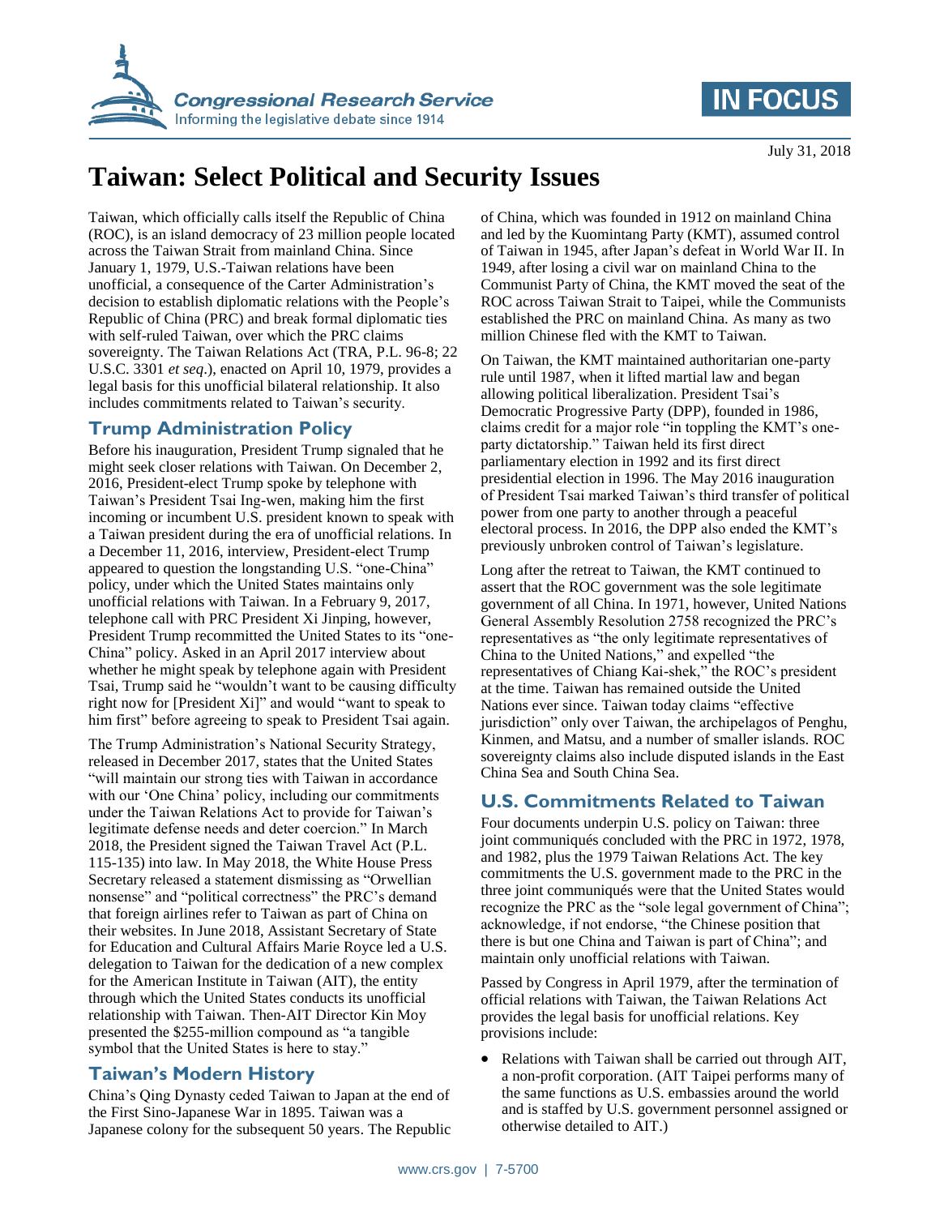# Taiwan: Select Political and Security Issues

July 31, 2018

Taiwan, which officially calls itself the Republic of China (ROC), is an island democracy of 23 million people located across the Taiwan Strait from mainland China. Since January 1, 1979, U.S.-Taiwan relations have been unofficial, a consequence of the Carter Administration's decision to establish diplomatic relations with the People's Republic of China (PRC) and break formal diplomatic ties with self-ruled Taiwan, over which the PRC claims sovereignty. The Taiwan Relations Act (TRA, P.L. 96-8; 22 U.S.C. 3301 *et seq*.), enacted on April 10, 1979, provides a legal basis for this unofficial bilateral relationship. It also includes commitments related to Taiwan's security.

## Trump Administration Policy

Before his inauguration, President Trump signaled that he might seek closer relations with Taiwan. On December 2, 2016, President-elect Trump spoke by telephone with Taiwan's President Tsai Ing-wen, making him the first incoming or incumbent U.S. president known to speak with a Taiwan president during the era of unofficial relations. In a December 11, 2016, interview, President-elect Trump appeared to question the longstanding U.S. "one-China" policy, under which the United States maintains only unofficial relations with Taiwan. In a February 9, 2017, telephone call with PRC President Xi Jinping, however, President Trump recommitted the United States to its "one-China" policy. Asked in an April 2017 interview about whether he might speak by telephone again with President Tsai, Trump said he "wouldn't want to be causing difficulty right now for [President Xi]" and would "want to speak to him first" before agreeing to speak to President Tsai again.

The Trump Administration's National Security Strategy, released in December 2017, states that the United States "will maintain our strong ties with Taiwan in accordance with our 'One China' policy, including our commitments under the Taiwan Relations Act to provide for Taiwan's legitimate defense needs and deter coercion." In March 2018, the President signed the Taiwan Travel Act (P.L. 115-135) into law. In May 2018, the White House Press Secretary released a statement dismissing as "Orwellian nonsense" and "political correctness" the PRC's demand that foreign airlines refer to Taiwan as part of China on their websites. In June 2018, Assistant Secretary of State for Education and Cultural Affairs Marie Royce led a U.S. delegation to Taiwan for the dedication of a new complex for the American Institute in Taiwan (AIT), the entity through which the United States conducts its unofficial relationship with Taiwan. Then-AIT Director Kin Moy presented the $255-million compound as "a tangible symbol that the United States is here to stay."

## Taiwan's Modern History

China's Qing Dynasty ceded Taiwan to Japan at the end of the First Sino-Japanese War in 1895. Taiwan was a Japanese colony for the subsequent 50 years. The Republic of China, which was founded in 1912 on mainland China and led by the Kuomintang Party (KMT), assumed control of Taiwan in 1945, after Japan's defeat in World War II. In 1949, after losing a civil war on mainland China to the Communist Party of China, the KMT moved the seat of the ROC across Taiwan Strait to Taipei, while the Communists established the PRC on mainland China. As many as two million Chinese fled with the KMT to Taiwan.

On Taiwan, the KMT maintained authoritarian one-party rule until 1987, when it lifted martial law and began allowing political liberalization. President Tsai's Democratic Progressive Party (DPP), founded in 1986, claims credit for a major role "in toppling the KMT's one-party dictatorship." Taiwan held its first direct parliamentary election in 1992 and its first direct presidential election in 1996. The May 2016 inauguration of President Tsai marked Taiwan's third transfer of political power from one party to another through a peaceful electoral process. In 2016, the DPP also ended the KMT's previously unbroken control of Taiwan's legislature.

Long after the retreat to Taiwan, the KMT continued to assert that the ROC government was the sole legitimate government of all China. In 1971, however, United Nations General Assembly Resolution 2758 recognized the PRC's representatives as "the only legitimate representatives of China to the United Nations," and expelled "the representatives of Chiang Kai-shek," the ROC's president at the time. Taiwan has remained outside the United Nations ever since. Taiwan today claims "effective jurisdiction" only over Taiwan, the archipelagos of Penghu, Kinmen, and Matsu, and a number of smaller islands. ROC sovereignty claims also include disputed islands in the East China Sea and South China Sea.

## U.S. Commitments Related to Taiwan

Four documents underpin U.S. policy on Taiwan: three joint communiqués concluded with the PRC in 1972, 1978, and 1982, plus the 1979 Taiwan Relations Act. The key commitments the U.S. government made to the PRC in the three joint communiqués were that the United States would recognize the PRC as the "sole legal government of China"; acknowledge, if not endorse, "the Chinese position that there is but one China and Taiwan is part of China"; and maintain only unofficial relations with Taiwan.

Passed by Congress in April 1979, after the termination of official relations with Taiwan, the Taiwan Relations Act provides the legal basis for unofficial relations. Key provisions include:

- Relations with Taiwan shall be carried out through AIT, a non-profit corporation. (AIT Taipei performs many of the same functions as U.S. embassies around the world and is staffed by U.S. government personnel assigned or otherwise detailed to AIT.)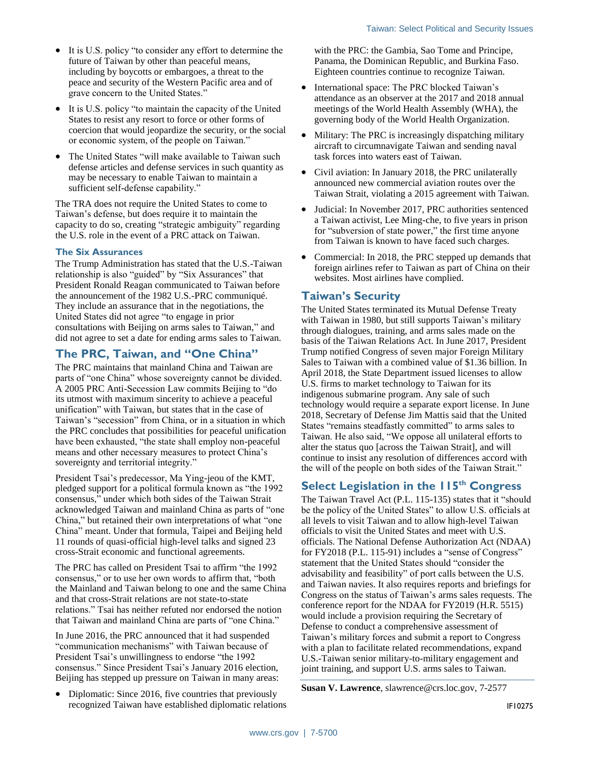- It is U.S. policy "to consider any effort to determine the future of Taiwan by other than peaceful means, including by boycotts or embargoes, a threat to the peace and security of the Western Pacific area and of grave concern to the United States."
- It is U.S. policy "to maintain the capacity of the United States to resist any resort to force or other forms of coercion that would jeopardize the security, or the social or economic system, of the people on Taiwan."
- The United States "will make available to Taiwan such defense articles and defense services in such quantity as may be necessary to enable Taiwan to maintain a sufficient self-defense capability."

The TRA does not require the United States to come to Taiwan's defense, but does require it to maintain the capacity to do so, creating "strategic ambiguity" regarding the U.S. role in the event of a PRC attack on Taiwan.

### The Six Assurances

The Trump Administration has stated that the U.S.-Taiwan relationship is also "guided" by "Six Assurances" that President Ronald Reagan communicated to Taiwan before the announcement of the 1982 U.S.-PRC communiqué. They include an assurance that in the negotiations, the United States did not agree "to engage in prior consultations with Beijing on arms sales to Taiwan," and did not agree to set a date for ending arms sales to Taiwan.

## The PRC, Taiwan, and "One China"

The PRC maintains that mainland China and Taiwan are parts of "one China" whose sovereignty cannot be divided. A 2005 PRC Anti-Secession Law commits Beijing to "do its utmost with maximum sincerity to achieve a peaceful unification" with Taiwan, but states that in the case of Taiwan's "secession" from China, or in a situation in which the PRC concludes that possibilities for peaceful unification have been exhausted, "the state shall employ non-peaceful means and other necessary measures to protect China's sovereignty and territorial integrity."

President Tsai's predecessor, Ma Ying-jeou of the KMT, pledged support for a political formula known as "the 1992 consensus," under which both sides of the Taiwan Strait acknowledged Taiwan and mainland China as parts of "one China," but retained their own interpretations of what "one China" meant. Under that formula, Taipei and Beijing held 11 rounds of quasi-official high-level talks and signed 23 cross-Strait economic and functional agreements.

The PRC has called on President Tsai to affirm "the 1992 consensus," or to use her own words to affirm that, "both the Mainland and Taiwan belong to one and the same China and that cross-Strait relations are not state-to-state relations." Tsai has neither refuted nor endorsed the notion that Taiwan and mainland China are parts of "one China."

In June 2016, the PRC announced that it had suspended "communication mechanisms" with Taiwan because of President Tsai's unwillingness to endorse "the 1992 consensus." Since President Tsai's January 2016 election, Beijing has stepped up pressure on Taiwan in many areas:

- Diplomatic: Since 2016, five countries that previously recognized Taiwan have established diplomatic relations with the PRC: the Gambia, Sao Tome and Principe, Panama, the Dominican Republic, and Burkina Faso. Eighteen countries continue to recognize Taiwan.
- International space: The PRC blocked Taiwan's attendance as an observer at the 2017 and 2018 annual meetings of the World Health Assembly (WHA), the governing body of the World Health Organization.
- Military: The PRC is increasingly dispatching military aircraft to circumnavigate Taiwan and sending naval task forces into waters east of Taiwan.
- Civil aviation: In January 2018, the PRC unilaterally announced new commercial aviation routes over the Taiwan Strait, violating a 2015 agreement with Taiwan.
- Judicial: In November 2017, PRC authorities sentenced a Taiwan activist, Lee Ming-che, to five years in prison for "subversion of state power," the first time anyone from Taiwan is known to have faced such charges.
- Commercial: In 2018, the PRC stepped up demands that foreign airlines refer to Taiwan as part of China on their websites. Most airlines have complied.

## Taiwan's Security

The United States terminated its Mutual Defense Treaty with Taiwan in 1980, but still supports Taiwan's military through dialogues, training, and arms sales made on the basis of the Taiwan Relations Act. In June 2017, President Trump notified Congress of seven major Foreign Military Sales to Taiwan with a combined value of $1.36 billion. In April 2018, the State Department issued licenses to allow U.S. firms to market technology to Taiwan for its indigenous submarine program. Any sale of such technology would require a separate export license. In June 2018, Secretary of Defense Jim Mattis said that the United States "remains steadfastly committed" to arms sales to Taiwan. He also said, "We oppose all unilateral efforts to alter the status quo [across the Taiwan Strait], and will continue to insist any resolution of differences accord with the will of the people on both sides of the Taiwan Strait."

## Select Legislation in the 115th Congress

The Taiwan Travel Act (P.L. 115-135) states that it "should be the policy of the United States" to allow U.S. officials at all levels to visit Taiwan and to allow high-level Taiwan officials to visit the United States and meet with U.S. officials. The National Defense Authorization Act (NDAA) for FY2018 (P.L. 115-91) includes a "sense of Congress" statement that the United States should "consider the advisability and feasibility" of port calls between the U.S. and Taiwan navies. It also requires reports and briefings for Congress on the status of Taiwan's arms sales requests. The conference report for the NDAA for FY2019 (H.R. 5515) would include a provision requiring the Secretary of Defense to conduct a comprehensive assessment of Taiwan's military forces and submit a report to Congress with a plan to facilitate related recommendations, expand U.S.-Taiwan senior military-to-military engagement and joint training, and support U.S. arms sales to Taiwan.

**Susan V. Lawrence**, slawrence@crs.loc.gov, 7-2577

IF10275